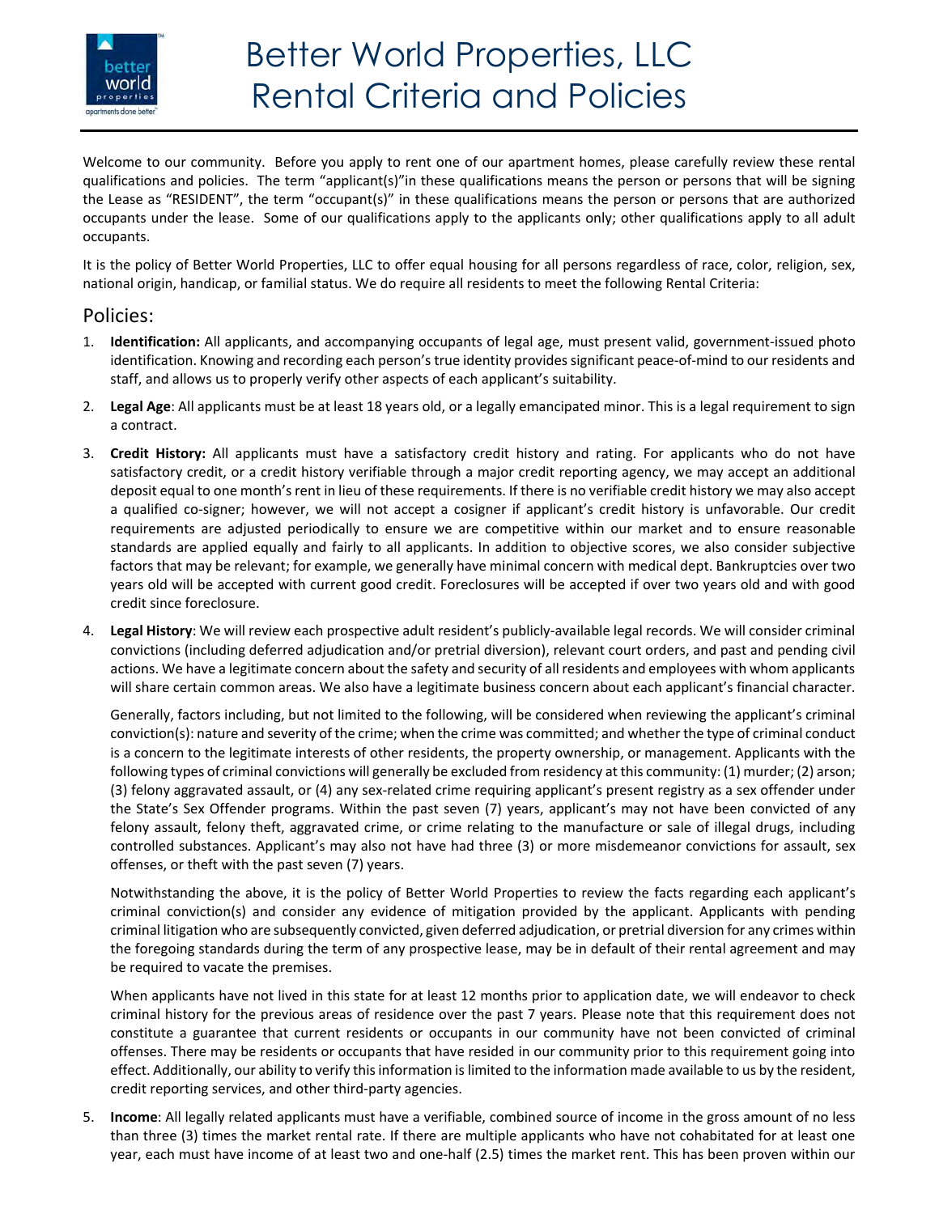# Better World Properties, LLC Rental Criteria and Policies

Welcome to our community. Before you apply to rent one of our apartment homes, please carefully review these rental qualifications and policies. The term "applicant(s)"in these qualifications means the person or persons that will be signing the Lease as "RESIDENT", the term "occupant(s)" in these qualifications means the person or persons that are authorized occupants under the lease. Some of our qualifications apply to the applicants only; other qualifications apply to all adult occupants.

It is the policy of Better World Properties, LLC to offer equal housing for all persons regardless of race, color, religion, sex, national origin, handicap, or familial status. We do require all residents to meet the following Rental Criteria:

## Policies:

1. **Identification:** All applicants, and accompanying occupants of legal age, must present valid, government-issued photo identification. Knowing and recording each person's true identity provides significant peace-of-mind to our residents and staff, and allows us to properly verify other aspects of each applicant's suitability.

2. **Legal Age**: All applicants must be at least 18 years old, or a legally emancipated minor. This is a legal requirement to sign a contract.

3. **Credit History:** All applicants must have a satisfactory credit history and rating. For applicants who do not have satisfactory credit, or a credit history verifiable through a major credit reporting agency, we may accept an additional deposit equal to one month's rent in lieu of these requirements. If there is no verifiable credit history we may also accept a qualified co-signer; however, we will not accept a cosigner if applicant's credit history is unfavorable. Our credit requirements are adjusted periodically to ensure we are competitive within our market and to ensure reasonable standards are applied equally and fairly to all applicants. In addition to objective scores, we also consider subjective factors that may be relevant; for example, we generally have minimal concern with medical dept. Bankruptcies over two years old will be accepted with current good credit. Foreclosures will be accepted if over two years old and with good credit since foreclosure.

4. **Legal History**: We will review each prospective adult resident's publicly-available legal records. We will consider criminal convictions (including deferred adjudication and/or pretrial diversion), relevant court orders, and past and pending civil actions. We have a legitimate concern about the safety and security of all residents and employees with whom applicants will share certain common areas. We also have a legitimate business concern about each applicant's financial character.

   Generally, factors including, but not limited to the following, will be considered when reviewing the applicant's criminal conviction(s): nature and severity of the crime; when the crime was committed; and whether the type of criminal conduct is a concern to the legitimate interests of other residents, the property ownership, or management. Applicants with the following types of criminal convictions will generally be excluded from residency at this community: (1) murder; (2) arson; (3) felony aggravated assault, or (4) any sex-related crime requiring applicant's present registry as a sex offender under the State's Sex Offender programs. Within the past seven (7) years, applicant's may not have been convicted of any felony assault, felony theft, aggravated crime, or crime relating to the manufacture or sale of illegal drugs, including controlled substances. Applicant's may also not have had three (3) or more misdemeanor convictions for assault, sex offenses, or theft with the past seven (7) years.

   Notwithstanding the above, it is the policy of Better World Properties to review the facts regarding each applicant's criminal conviction(s) and consider any evidence of mitigation provided by the applicant. Applicants with pending criminal litigation who are subsequently convicted, given deferred adjudication, or pretrial diversion for any crimes within the foregoing standards during the term of any prospective lease, may be in default of their rental agreement and may be required to vacate the premises.

   When applicants have not lived in this state for at least 12 months prior to application date, we will endeavor to check criminal history for the previous areas of residence over the past 7 years. Please note that this requirement does not constitute a guarantee that current residents or occupants in our community have not been convicted of criminal offenses. There may be residents or occupants that have resided in our community prior to this requirement going into effect. Additionally, our ability to verify this information is limited to the information made available to us by the resident, credit reporting services, and other third-party agencies.

5. **Income**: All legally related applicants must have a verifiable, combined source of income in the gross amount of no less than three (3) times the market rental rate. If there are multiple applicants who have not cohabitated for at least one year, each must have income of at least two and one-half (2.5) times the market rent. This has been proven within our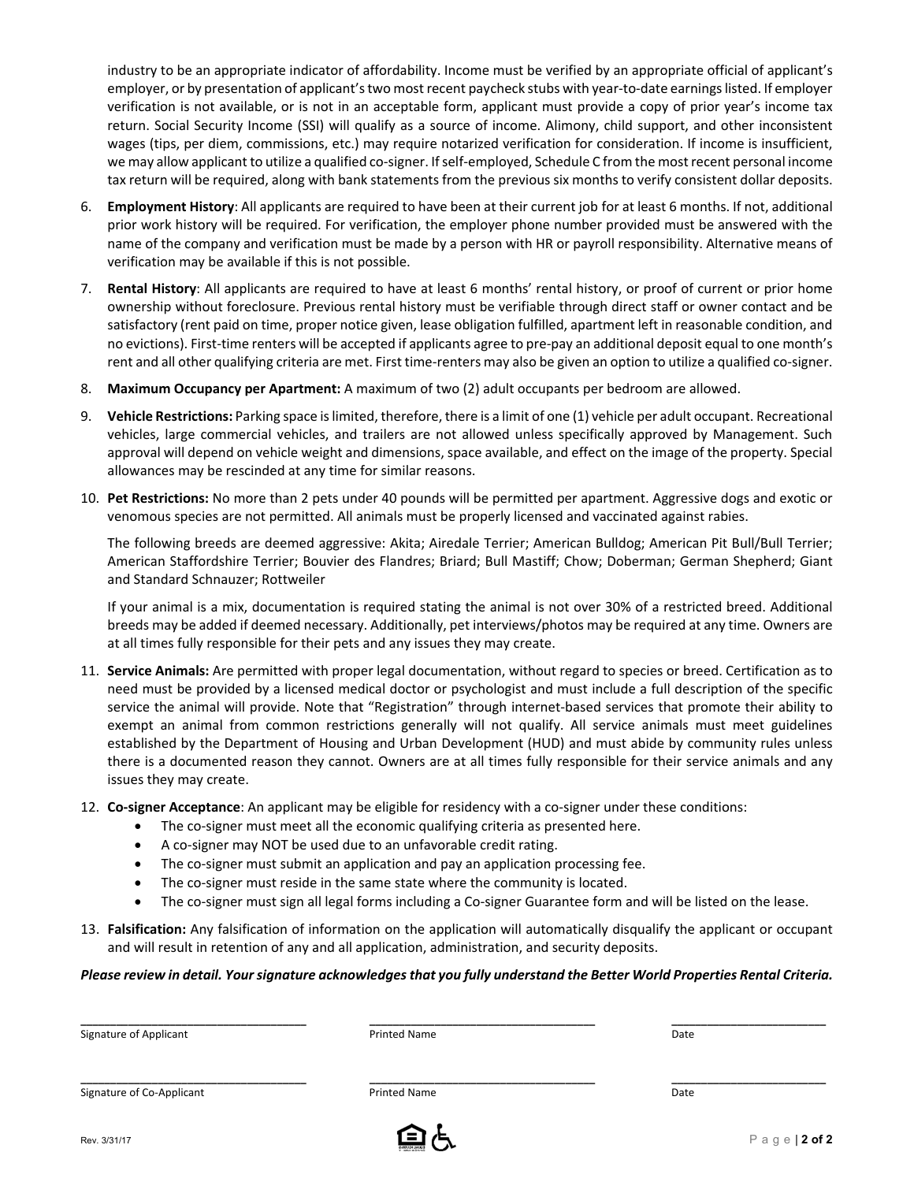industry to be an appropriate indicator of affordability. Income must be verified by an appropriate official of applicant's employer, or by presentation of applicant's two most recent paycheck stubs with year-to-date earnings listed. If employer verification is not available, or is not in an acceptable form, applicant must provide a copy of prior year's income tax return. Social Security Income (SSI) will qualify as a source of income. Alimony, child support, and other inconsistent wages (tips, per diem, commissions, etc.) may require notarized verification for consideration. If income is insufficient, we may allow applicant to utilize a qualified co-signer. If self-employed, Schedule C from the most recent personal income tax return will be required, along with bank statements from the previous six months to verify consistent dollar deposits.

6. **Employment History**: All applicants are required to have been at their current job for at least 6 months. If not, additional prior work history will be required. For verification, the employer phone number provided must be answered with the name of the company and verification must be made by a person with HR or payroll responsibility. Alternative means of verification may be available if this is not possible.

7. **Rental History**: All applicants are required to have at least 6 months' rental history, or proof of current or prior home ownership without foreclosure. Previous rental history must be verifiable through direct staff or owner contact and be satisfactory (rent paid on time, proper notice given, lease obligation fulfilled, apartment left in reasonable condition, and no evictions). First-time renters will be accepted if applicants agree to pre-pay an additional deposit equal to one month's rent and all other qualifying criteria are met. First time-renters may also be given an option to utilize a qualified co-signer.

8. **Maximum Occupancy per Apartment:** A maximum of two (2) adult occupants per bedroom are allowed.

9. **Vehicle Restrictions:** Parking space is limited, therefore, there is a limit of one (1) vehicle per adult occupant. Recreational vehicles, large commercial vehicles, and trailers are not allowed unless specifically approved by Management. Such approval will depend on vehicle weight and dimensions, space available, and effect on the image of the property. Special allowances may be rescinded at any time for similar reasons.

10. **Pet Restrictions:** No more than 2 pets under 40 pounds will be permitted per apartment. Aggressive dogs and exotic or venomous species are not permitted. All animals must be properly licensed and vaccinated against rabies.

    The following breeds are deemed aggressive: Akita; Airedale Terrier; American Bulldog; American Pit Bull/Bull Terrier; American Staffordshire Terrier; Bouvier des Flandres; Briard; Bull Mastiff; Chow; Doberman; German Shepherd; Giant and Standard Schnauzer; Rottweiler

    If your animal is a mix, documentation is required stating the animal is not over 30% of a restricted breed. Additional breeds may be added if deemed necessary. Additionally, pet interviews/photos may be required at any time. Owners are at all times fully responsible for their pets and any issues they may create.

11. **Service Animals:** Are permitted with proper legal documentation, without regard to species or breed. Certification as to need must be provided by a licensed medical doctor or psychologist and must include a full description of the specific service the animal will provide. Note that "Registration" through internet-based services that promote their ability to exempt an animal from common restrictions generally will not qualify. All service animals must meet guidelines established by the Department of Housing and Urban Development (HUD) and must abide by community rules unless there is a documented reason they cannot. Owners are at all times fully responsible for their service animals and any issues they may create.

12. **Co-signer Acceptance**: An applicant may be eligible for residency with a co-signer under these conditions:
    - The co-signer must meet all the economic qualifying criteria as presented here.
    - A co-signer may NOT be used due to an unfavorable credit rating.
    - The co-signer must submit an application and pay an application processing fee.
    - The co-signer must reside in the same state where the community is located.
    - The co-signer must sign all legal forms including a Co-signer Guarantee form and will be listed on the lease.

13. **Falsification:** Any falsification of information on the application will automatically disqualify the applicant or occupant and will result in retention of any and all application, administration, and security deposits.

***Please review in detail. Your signature acknowledges that you fully understand the Better World Properties Rental Criteria.***

| ________________________ | ________________________ | ________________ |
|---|---|---|
| Signature of Applicant | Printed Name | Date |
| ________________________ | ________________________ | ________________ |
| Signature of Co-Applicant | Printed Name | Date |

Rev. 3/31/17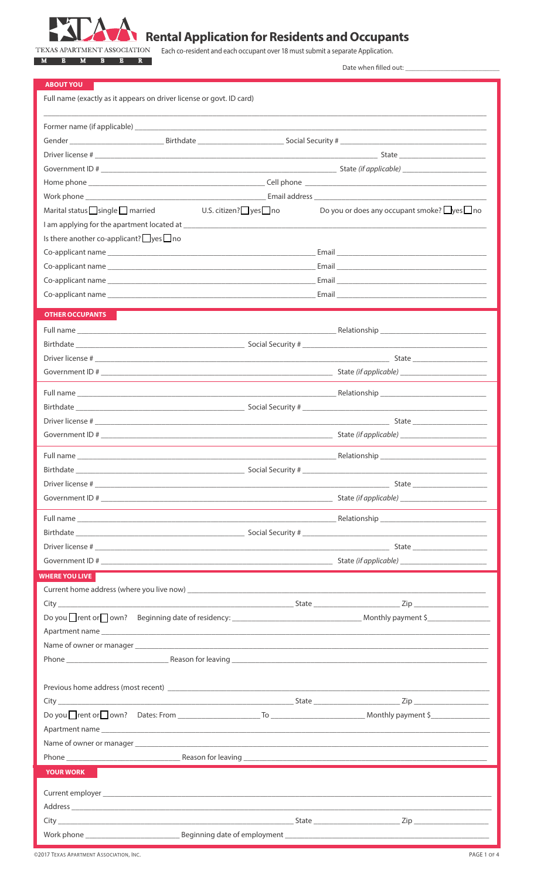# Rental Application for Residents and Occupants

TEXAS APARTMENT ASSOCIATION
MEMBER

Each co-resident and each occupant over 18 must submit a separate Application.

Date when filled out: ______________________

## ABOUT YOU

Full name (exactly as it appears on driver license or govt. ID card)

______________________________________________________________________

Former name (if applicable) ______________________________________________

Gender ______________ Birthdate ______________ Social Security # ______________

Driver license # ______________________________________ State ______________

Government ID # ______________________________________ State *(if applicable)* ______________

Home phone ______________________________ Cell phone ______________________________

Work phone ______________________________ Email address ______________________________

Marital status ☐ single ☐ married U.S. citizen? ☐ yes ☐ no Do you or does any occupant smoke? ☐ yes ☐ no

I am applying for the apartment located at ______________________________________________

Is there another co-applicant? ☐ yes ☐ no

Co-applicant name ______________________________ Email ______________________________

Co-applicant name ______________________________ Email ______________________________

Co-applicant name ______________________________ Email ______________________________

Co-applicant name ______________________________ Email ______________________________

## OTHER OCCUPANTS

Full name ______________________________________ Relationship ______________________

Birthdate ______________________ Social Security # ______________________________

Driver license # ______________________________________ State ______________

Government ID # ______________________________________ State *(if applicable)* ______________

Full name ______________________________________ Relationship ______________________

Birthdate ______________________ Social Security # ______________________________

Driver license # ______________________________________ State ______________

Government ID # ______________________________________ State *(if applicable)* ______________

Full name ______________________________________ Relationship ______________________

Birthdate ______________________ Social Security # ______________________________

Driver license # ______________________________________ State ______________

Government ID # ______________________________________ State *(if applicable)* ______________

Full name ______________________________________ Relationship ______________________

Birthdate ______________________ Social Security # ______________________________

Driver license # ______________________________________ State ______________

Government ID # ______________________________________ State *(if applicable)* ______________

## WHERE YOU LIVE

Current home address (where you live now) ______________________________________________

City ______________________________ State ______________ Zip ______________

Do you ☐ rent or ☐ own? Beginning date of residency: ______________________ Monthly payment $______________

Apartment name ______________________________________________

Name of owner or manager ______________________________________________

Phone ______________________ Reason for leaving ______________________________________________

Previous home address (most recent) ______________________________________________

City ______________________________ State ______________ Zip ______________

Do you ☐ rent or ☐ own? Dates: From ______________ To ______________ Monthly payment $______________

Apartment name ______________________________________________

Name of owner or manager ______________________________________________

Phone ______________________ Reason for leaving ______________________________________________

## YOUR WORK

Current employer ______________________________________________

Address ______________________________________________

City ______________________________ State ______________ Zip ______________

Work phone ______________________ Beginning date of employment ______________________________

©2017 Texas Apartment Association, Inc.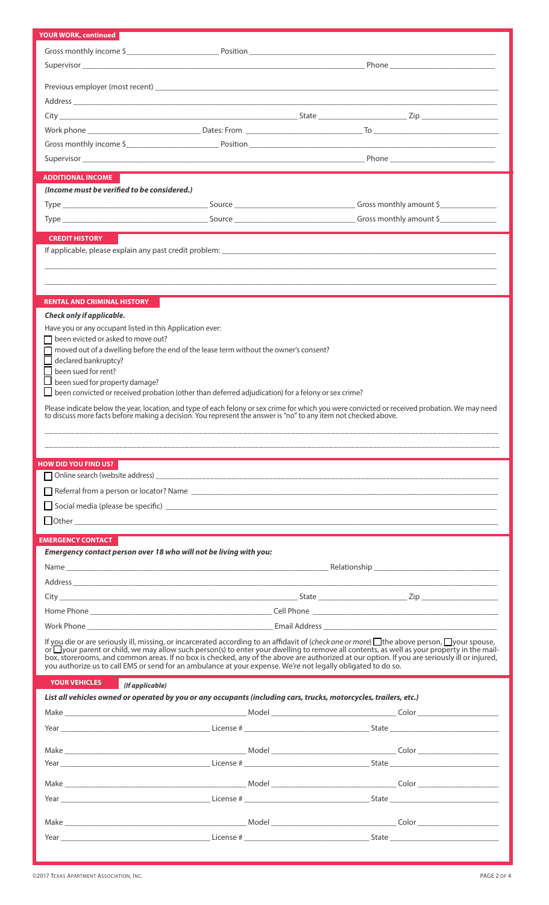## YOUR WORK, continued

Gross monthly income $______________________ Position ______________________________________________

Supervisor ______________________________________________ Phone ______________________

Previous employer (most recent) ______________________________________________

Address ______________________________________________

City ______________________________ State ______________ Zip ______________

Work phone ______________________ Dates: From ______________________ To ______________________

Gross monthly income $______________________ Position ______________________________________________

Supervisor ______________________________________________ Phone ______________________

## ADDITIONAL INCOME

*(Income must be verified to be considered.)*

Type ______________________ Source ______________________ Gross monthly amount $______________

Type ______________________ Source ______________________ Gross monthly amount $______________

## CREDIT HISTORY

If applicable, please explain any past credit problem: ______________________________________________

______________________________________________________________________________

______________________________________________________________________________

## RENTAL AND CRIMINAL HISTORY

***Check only if applicable.***

Have you or any occupant listed in this Application ever:

- ☐ been evicted or asked to move out?
- ☐ moved out of a dwelling before the end of the lease term without the owner's consent?
- ☐ declared bankruptcy?
- ☐ been sued for rent?
- ☐ been sued for property damage?
- ☐ been convicted or received probation (other than deferred adjudication) for a felony or sex crime?

Please indicate below the year, location, and type of each felony or sex crime for which you were convicted or received probation. We may need to discuss more facts before making a decision. You represent the answer is "no" to any item not checked above.

______________________________________________________________________________

______________________________________________________________________________

## HOW DID YOU FIND US?

☐ Online search (website address) ______________________________________________

☐ Referral from a person or locator? Name ______________________________________________

☐ Social media (please be specific) ______________________________________________

☐ Other ______________________________________________

## EMERGENCY CONTACT

***Emergency contact person over 18 who will not be living with you:***

Name ______________________________________________ Relationship ______________________

Address ______________________________________________

City ______________________________ State ______________ Zip ______________

Home Phone ______________________ Cell Phone ______________________

Work Phone ______________________ Email Address ______________________

If you die or are seriously ill, missing, or incarcerated according to an affidavit of (*check one or more*) ☐ the above person, ☐ your spouse, or ☐ your parent or child, we may allow such person(s) to enter your dwelling to remove all contents, as well as your property in the mailbox, storerooms, and common areas. If no box is checked, any of the above are authorized at our option. If you are seriously ill or injured, you authorize us to call EMS or send for an ambulance at your expense. We're not legally obligated to do so.

## YOUR VEHICLES *(If applicable)*

***List all vehicles owned or operated by you or any occupants (including cars, trucks, motorcycles, trailers, etc.)***

Make ______________________ Model ______________________ Color ______________

Year ______________________ License # ______________________ State ______________

Make ______________________ Model ______________________ Color ______________

Year ______________________ License # ______________________ State ______________

Make ______________________ Model ______________________ Color ______________

Year ______________________ License # ______________________ State ______________

Make ______________________ Model ______________________ Color ______________

Year ______________________ License # ______________________ State ______________

©2017 Texas Apartment Association, Inc.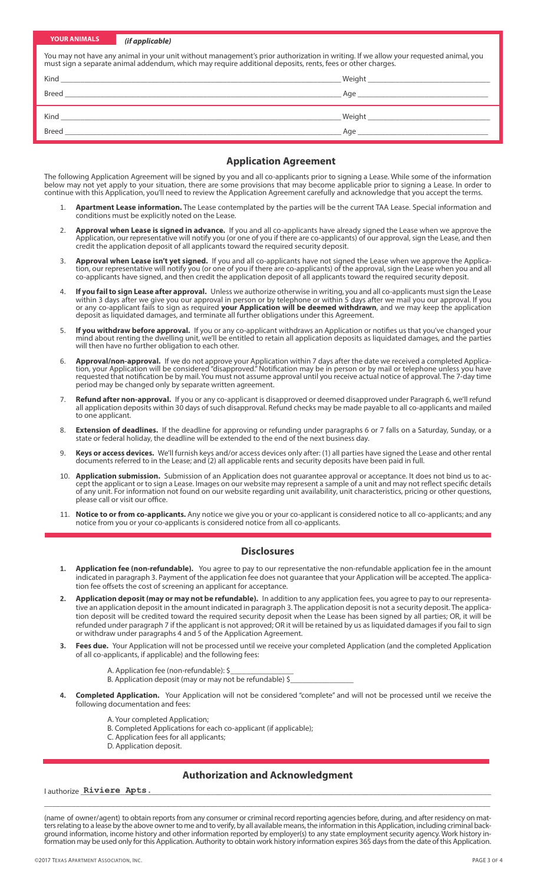**YOUR ANIMALS** *(if applicable)*

You may not have any animal in your unit without management's prior authorization in writing. If we allow your requested animal, you must sign a separate animal addendum, which may require additional deposits, rents, fees or other charges.

Kind ______________________________ Weight ______________________________

Breed ______________________________ Age ______________________________

Kind ______________________________ Weight ______________________________

Breed ______________________________ Age ______________________________

## Application Agreement

The following Application Agreement will be signed by you and all co-applicants prior to signing a Lease. While some of the information below may not yet apply to your situation, there are some provisions that may become applicable prior to signing a Lease. In order to continue with this Application, you'll need to review the Application Agreement carefully and acknowledge that you accept the terms.

1. **Apartment Lease information.** The Lease contemplated by the parties will be the current TAA Lease. Special information and conditions must be explicitly noted on the Lease.
2. **Approval when Lease is signed in advance.** If you and all co-applicants have already signed the Lease when we approve the Application, our representative will notify you (or one of you if there are co-applicants) of our approval, sign the Lease, and then credit the application deposit of all applicants toward the required security deposit.
3. **Approval when Lease isn't yet signed.** If you and all co-applicants have not signed the Lease when we approve the Application, our representative will notify you (or one of you if there are co-applicants) of the approval, sign the Lease when you and all co-applicants have signed, and then credit the application deposit of all applicants toward the required security deposit.
4. **If you fail to sign Lease after approval.** Unless we authorize otherwise in writing, you and all co-applicants must sign the Lease within 3 days after we give you our approval in person or by telephone or within 5 days after we mail you our approval. If you or any co-applicant fails to sign as required **your Application will be deemed withdrawn**, and we may keep the application deposit as liquidated damages, and terminate all further obligations under this Agreement.
5. **If you withdraw before approval.** If you or any co-applicant withdraws an Application or notifies us that you've changed your mind about renting the dwelling unit, we'll be entitled to retain all application deposits as liquidated damages, and the parties will then have no further obligation to each other.
6. **Approval/non-approval.** If we do not approve your Application within 7 days after the date we received a completed Application, your Application will be considered "disapproved." Notification may be in person or by mail or telephone unless you have requested that notification be by mail. You must not assume approval until you receive actual notice of approval. The 7-day time period may be changed only by separate written agreement.
7. **Refund after non-approval.** If you or any co-applicant is disapproved or deemed disapproved under Paragraph 6, we'll refund all application deposits within 30 days of such disapproval. Refund checks may be made payable to all co-applicants and mailed to one applicant.
8. **Extension of deadlines.** If the deadline for approving or refunding under paragraphs 6 or 7 falls on a Saturday, Sunday, or a state or federal holiday, the deadline will be extended to the end of the next business day.
9. **Keys or access devices.** We'll furnish keys and/or access devices only after: (1) all parties have signed the Lease and other rental documents referred to in the Lease; and (2) all applicable rents and security deposits have been paid in full.
10. **Application submission.** Submission of an Application does not guarantee approval or acceptance. It does not bind us to accept the applicant or to sign a Lease. Images on our website may represent a sample of a unit and may not reflect specific details of any unit. For information not found on our website regarding unit availability, unit characteristics, pricing or other questions, please call or visit our office.
11. **Notice to or from co-applicants.** Any notice we give you or your co-applicant is considered notice to all co-applicants; and any notice from you or your co-applicants is considered notice from all co-applicants.

## Disclosures

1. **Application fee (non-refundable).** You agree to pay to our representative the non-refundable application fee in the amount indicated in paragraph 3. Payment of the application fee does not guarantee that your Application will be accepted. The application fee offsets the cost of screening an applicant for acceptance.
2. **Application deposit (may or may not be refundable).** In addition to any application fees, you agree to pay to our representative an application deposit in the amount indicated in paragraph 3. The application deposit is not a security deposit. The application deposit will be credited toward the required security deposit when the Lease has been signed by all parties; OR, it will be refunded under paragraph 7 if the applicant is not approved; OR it will be retained by us as liquidated damages if you fail to sign or withdraw under paragraphs 4 and 5 of the Application Agreement.
3. **Fees due.** Your Application will not be processed until we receive your completed Application (and the completed Application of all co-applicants, if applicable) and the following fees:

   A. Application fee (non-refundable): $________________

   B. Application deposit (may or may not be refundable) $________________

4. **Completed Application.** Your Application will not be considered "complete" and will not be processed until we receive the following documentation and fees:

   A. Your completed Application;
   B. Completed Applications for each co-applicant (if applicable);
   C. Application fees for all applicants;
   D. Application deposit.

## Authorization and Acknowledgment

I authorize **Riviere Apts.**

(name of owner/agent) to obtain reports from any consumer or criminal record reporting agencies before, during, and after residency on matters relating to a lease by the above owner to me and to verify, by all available means, the information in this Application, including criminal background information, income history and other information reported by employer(s) to any state employment security agency. Work history information may be used only for this Application. Authority to obtain work history information expires 365 days from the date of this Application.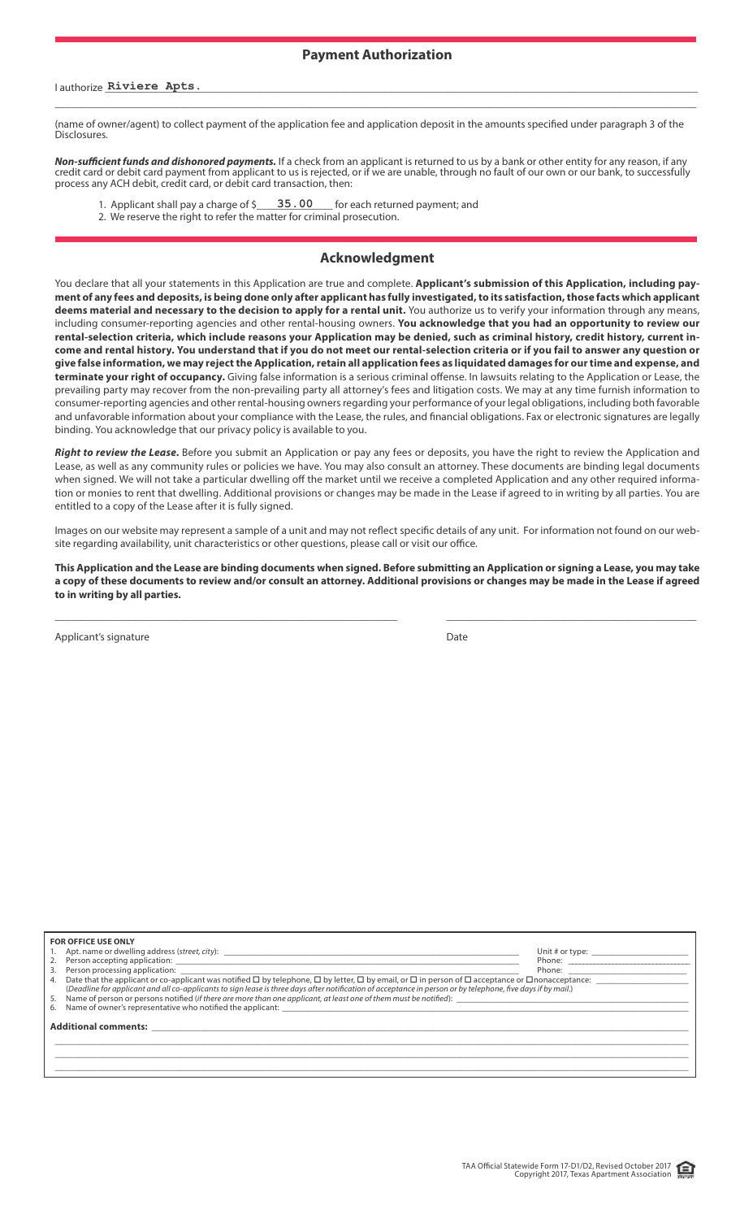## Payment Authorization

I authorize **Riviere Apts.** ______________________________________________

(name of owner/agent) to collect payment of the application fee and application deposit in the amounts specified under paragraph 3 of the Disclosures.

***Non-sufficient funds and dishonored payments.*** If a check from an applicant is returned to us by a bank or other entity for any reason, if any credit card or debit card payment from applicant to us is rejected, or if we are unable, through no fault of our own or our bank, to successfully process any ACH debit, credit card, or debit card transaction, then:

1. Applicant shall pay a charge of $ **35.00** for each returned payment; and
2. We reserve the right to refer the matter for criminal prosecution.

## Acknowledgment

You declare that all your statements in this Application are true and complete. **Applicant's submission of this Application, including payment of any fees and deposits, is being done only after applicant has fully investigated, to its satisfaction, those facts which applicant deems material and necessary to the decision to apply for a rental unit.** You authorize us to verify your information through any means, including consumer-reporting agencies and other rental-housing owners. **You acknowledge that you had an opportunity to review our rental-selection criteria, which include reasons your Application may be denied, such as criminal history, credit history, current income and rental history. You understand that if you do not meet our rental-selection criteria or if you fail to answer any question or give false information, we may reject the Application, retain all application fees as liquidated damages for our time and expense, and terminate your right of occupancy.** Giving false information is a serious criminal offense. In lawsuits relating to the Application or Lease, the prevailing party may recover from the non-prevailing party all attorney's fees and litigation costs. We may at any time furnish information to consumer-reporting agencies and other rental-housing owners regarding your performance of your legal obligations, including both favorable and unfavorable information about your compliance with the Lease, the rules, and financial obligations. Fax or electronic signatures are legally binding. You acknowledge that our privacy policy is available to you.

***Right to review the Lease.*** Before you submit an Application or pay any fees or deposits, you have the right to review the Application and Lease, as well as any community rules or policies we have. You may also consult an attorney. These documents are binding legal documents when signed. We will not take a particular dwelling off the market until we receive a completed Application and any other required information or monies to rent that dwelling. Additional provisions or changes may be made in the Lease if agreed to in writing by all parties. You are entitled to a copy of the Lease after it is fully signed.

Images on our website may represent a sample of a unit and may not reflect specific details of any unit. For information not found on our website regarding availability, unit characteristics or other questions, please call or visit our office.

**This Application and the Lease are binding documents when signed. Before submitting an Application or signing a Lease, you may take a copy of these documents to review and/or consult an attorney. Additional provisions or changes may be made in the Lease if agreed to in writing by all parties.**

______________________________________ ______________________________

Applicant's signature Date

**FOR OFFICE USE ONLY**

1. Apt. name or dwelling address (*street, city*): ______________ Unit # or type: ______________
2. Person accepting application: ______________ Phone: ______________
3. Person processing application: ______________ Phone: ______________
4. Date that the applicant or co-applicant was notified ☐ by telephone, ☐ by letter, ☐ by email, or ☐ in person of ☐ acceptance or ☐ nonacceptance: ______________
(*Deadline for applicant and all co-applicants to sign lease is three days after notification of acceptance in person or by telephone, five days if by mail.*)
5. Name of person or persons notified (*if there are more than one applicant, at least one of them must be notified*): ______________
6. Name of owner's representative who notified the applicant: ______________

**Additional comments:** ______________________________________________

TAA Official Statewide Form 17-D1/D2, Revised October 2017
Copyright 2017, Texas Apartment Association